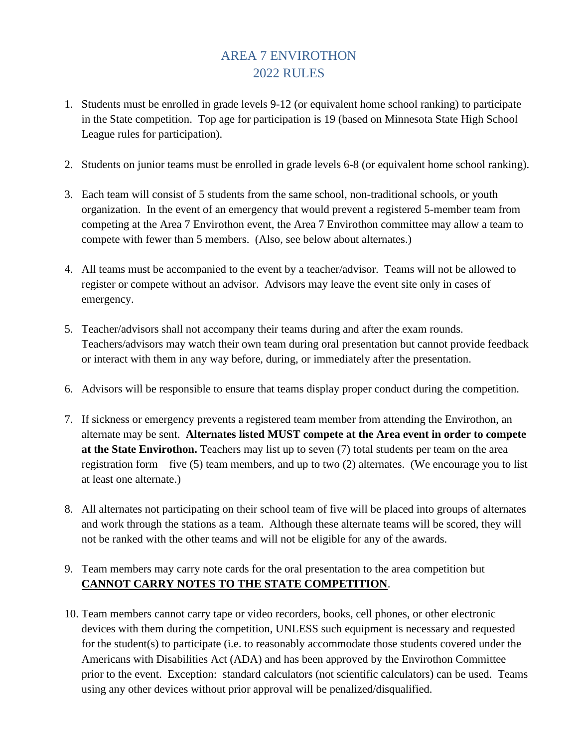# AREA 7 ENVIROTHON
# 2022 RULES

1. Students must be enrolled in grade levels 9-12 (or equivalent home school ranking) to participate in the State competition. Top age for participation is 19 (based on Minnesota State High School League rules for participation).

2. Students on junior teams must be enrolled in grade levels 6-8 (or equivalent home school ranking).

3. Each team will consist of 5 students from the same school, non-traditional schools, or youth organization. In the event of an emergency that would prevent a registered 5-member team from competing at the Area 7 Envirothon event, the Area 7 Envirothon committee may allow a team to compete with fewer than 5 members. (Also, see below about alternates.)

4. All teams must be accompanied to the event by a teacher/advisor. Teams will not be allowed to register or compete without an advisor. Advisors may leave the event site only in cases of emergency.

5. Teacher/advisors shall not accompany their teams during and after the exam rounds. Teachers/advisors may watch their own team during oral presentation but cannot provide feedback or interact with them in any way before, during, or immediately after the presentation.

6. Advisors will be responsible to ensure that teams display proper conduct during the competition.

7. If sickness or emergency prevents a registered team member from attending the Envirothon, an alternate may be sent. **Alternates listed MUST compete at the Area event in order to compete at the State Envirothon.** Teachers may list up to seven (7) total students per team on the area registration form – five (5) team members, and up to two (2) alternates. (We encourage you to list at least one alternate.)

8. All alternates not participating on their school team of five will be placed into groups of alternates and work through the stations as a team. Although these alternate teams will be scored, they will not be ranked with the other teams and will not be eligible for any of the awards.

9. Team members may carry note cards for the oral presentation to the area competition but <u>**CANNOT CARRY NOTES TO THE STATE COMPETITION**</u>.

10. Team members cannot carry tape or video recorders, books, cell phones, or other electronic devices with them during the competition, UNLESS such equipment is necessary and requested for the student(s) to participate (i.e. to reasonably accommodate those students covered under the Americans with Disabilities Act (ADA) and has been approved by the Envirothon Committee prior to the event. Exception: standard calculators (not scientific calculators) can be used. Teams using any other devices without prior approval will be penalized/disqualified.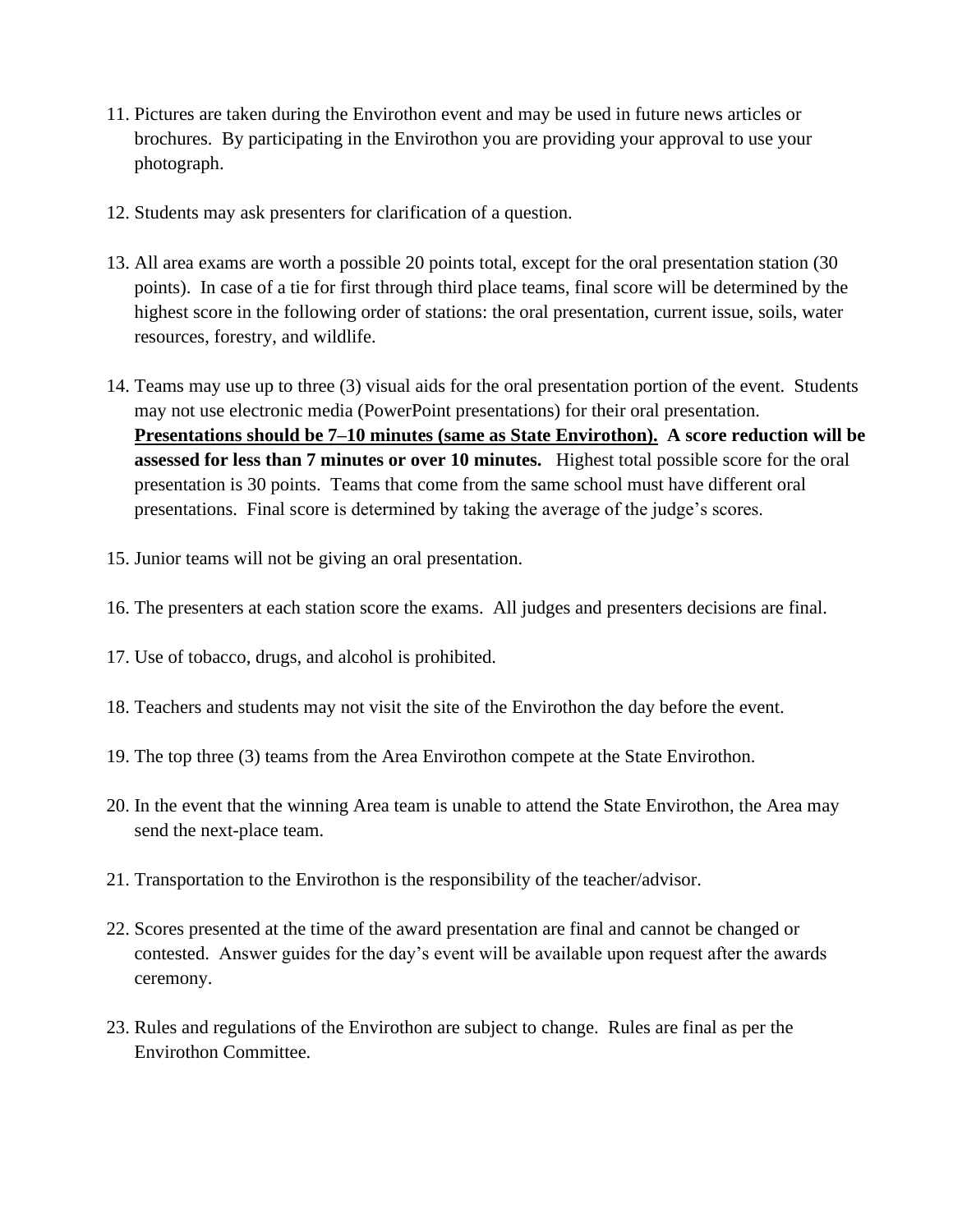11. Pictures are taken during the Envirothon event and may be used in future news articles or brochures. By participating in the Envirothon you are providing your approval to use your photograph.

12. Students may ask presenters for clarification of a question.

13. All area exams are worth a possible 20 points total, except for the oral presentation station (30 points). In case of a tie for first through third place teams, final score will be determined by the highest score in the following order of stations: the oral presentation, current issue, soils, water resources, forestry, and wildlife.

14. Teams may use up to three (3) visual aids for the oral presentation portion of the event. Students may not use electronic media (PowerPoint presentations) for their oral presentation. **<u>Presentations should be 7–10 minutes (same as State Envirothon).</u> A score reduction will be assessed for less than 7 minutes or over 10 minutes.** Highest total possible score for the oral presentation is 30 points. Teams that come from the same school must have different oral presentations. Final score is determined by taking the average of the judge's scores.

15. Junior teams will not be giving an oral presentation.

16. The presenters at each station score the exams. All judges and presenters decisions are final.

17. Use of tobacco, drugs, and alcohol is prohibited.

18. Teachers and students may not visit the site of the Envirothon the day before the event.

19. The top three (3) teams from the Area Envirothon compete at the State Envirothon.

20. In the event that the winning Area team is unable to attend the State Envirothon, the Area may send the next-place team.

21. Transportation to the Envirothon is the responsibility of the teacher/advisor.

22. Scores presented at the time of the award presentation are final and cannot be changed or contested. Answer guides for the day's event will be available upon request after the awards ceremony.

23. Rules and regulations of the Envirothon are subject to change. Rules are final as per the Envirothon Committee.